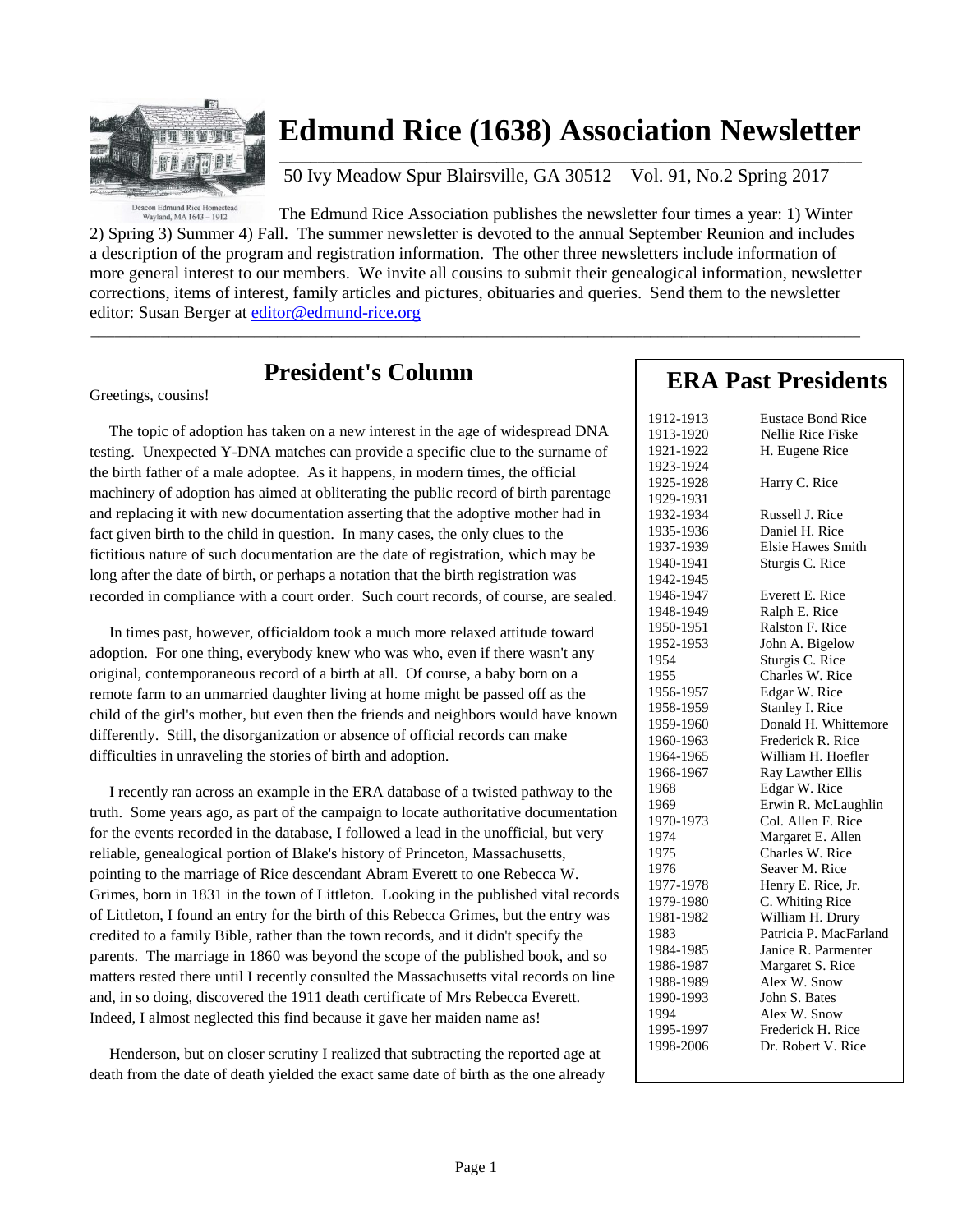# Edmund Rice (1638) Association Newsletter

Deacon Edmund Rice Homestead
Wayland, MA 1643 – 1912

50 Ivy Meadow Spur Blairsville, GA 30512    Vol. 91, No.2 Spring 2017

The Edmund Rice Association publishes the newsletter four times a year: 1) Winter 2) Spring 3) Summer 4) Fall. The summer newsletter is devoted to the annual September Reunion and includes a description of the program and registration information. The other three newsletters include information of more general interest to our members. We invite all cousins to submit their genealogical information, newsletter corrections, items of interest, family articles and pictures, obituaries and queries. Send them to the newsletter editor: Susan Berger at editor@edmund-rice.org

---

## President's Column

Greetings, cousins!

The topic of adoption has taken on a new interest in the age of widespread DNA testing. Unexpected Y-DNA matches can provide a specific clue to the surname of the birth father of a male adoptee. As it happens, in modern times, the official machinery of adoption has aimed at obliterating the public record of birth parentage and replacing it with new documentation asserting that the adoptive mother had in fact given birth to the child in question. In many cases, the only clues to the fictitious nature of such documentation are the date of registration, which may be long after the date of birth, or perhaps a notation that the birth registration was recorded in compliance with a court order. Such court records, of course, are sealed.

In times past, however, officialdom took a much more relaxed attitude toward adoption. For one thing, everybody knew who was who, even if there wasn't any original, contemporaneous record of a birth at all. Of course, a baby born on a remote farm to an unmarried daughter living at home might be passed off as the child of the girl's mother, but even then the friends and neighbors would have known differently. Still, the disorganization or absence of official records can make difficulties in unraveling the stories of birth and adoption.

I recently ran across an example in the ERA database of a twisted pathway to the truth. Some years ago, as part of the campaign to locate authoritative documentation for the events recorded in the database, I followed a lead in the unofficial, but very reliable, genealogical portion of Blake's history of Princeton, Massachusetts, pointing to the marriage of Rice descendant Abram Everett to one Rebecca W. Grimes, born in 1831 in the town of Littleton. Looking in the published vital records of Littleton, I found an entry for the birth of this Rebecca Grimes, but the entry was credited to a family Bible, rather than the town records, and it didn't specify the parents. The marriage in 1860 was beyond the scope of the published book, and so matters rested there until I recently consulted the Massachusetts vital records on line and, in so doing, discovered the 1911 death certificate of Mrs Rebecca Everett. Indeed, I almost neglected this find because it gave her maiden name as!

Henderson, but on closer scrutiny I realized that subtracting the reported age at death from the date of death yielded the exact same date of birth as the one already

## ERA Past Presidents

| | |
|---|---|
| 1912-1913 | Eustace Bond Rice |
| 1913-1920 | Nellie Rice Fiske |
| 1921-1922 | H. Eugene Rice |
| 1923-1924 | |
| 1925-1928 | Harry C. Rice |
| 1929-1931 | |
| 1932-1934 | Russell J. Rice |
| 1935-1936 | Daniel H. Rice |
| 1937-1939 | Elsie Hawes Smith |
| 1940-1941 | Sturgis C. Rice |
| 1942-1945 | |
| 1946-1947 | Everett E. Rice |
| 1948-1949 | Ralph E. Rice |
| 1950-1951 | Ralston F. Rice |
| 1952-1953 | John A. Bigelow |
| 1954 | Sturgis C. Rice |
| 1955 | Charles W. Rice |
| 1956-1957 | Edgar W. Rice |
| 1958-1959 | Stanley I. Rice |
| 1959-1960 | Donald H. Whittemore |
| 1960-1963 | Frederick R. Rice |
| 1964-1965 | William H. Hoefler |
| 1966-1967 | Ray Lawther Ellis |
| 1968 | Edgar W. Rice |
| 1969 | Erwin R. McLaughlin |
| 1970-1973 | Col. Allen F. Rice |
| 1974 | Margaret E. Allen |
| 1975 | Charles W. Rice |
| 1976 | Seaver M. Rice |
| 1977-1978 | Henry E. Rice, Jr. |
| 1979-1980 | C. Whiting Rice |
| 1981-1982 | William H. Drury |
| 1983 | Patricia P. MacFarland |
| 1984-1985 | Janice R. Parmenter |
| 1986-1987 | Margaret S. Rice |
| 1988-1989 | Alex W. Snow |
| 1990-1993 | John S. Bates |
| 1994 | Alex W. Snow |
| 1995-1997 | Frederick H. Rice |
| 1998-2006 | Dr. Robert V. Rice |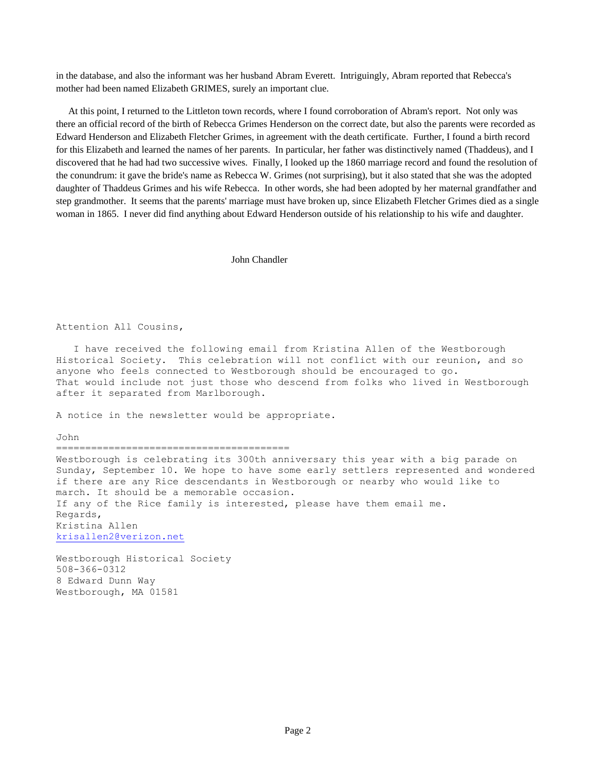in the database, and also the informant was her husband Abram Everett. Intriguingly, Abram reported that Rebecca's mother had been named Elizabeth GRIMES, surely an important clue.

At this point, I returned to the Littleton town records, where I found corroboration of Abram's report. Not only was there an official record of the birth of Rebecca Grimes Henderson on the correct date, but also the parents were recorded as Edward Henderson and Elizabeth Fletcher Grimes, in agreement with the death certificate. Further, I found a birth record for this Elizabeth and learned the names of her parents. In particular, her father was distinctively named (Thaddeus), and I discovered that he had had two successive wives. Finally, I looked up the 1860 marriage record and found the resolution of the conundrum: it gave the bride's name as Rebecca W. Grimes (not surprising), but it also stated that she was the adopted daughter of Thaddeus Grimes and his wife Rebecca. In other words, she had been adopted by her maternal grandfather and step grandmother. It seems that the parents' marriage must have broken up, since Elizabeth Fletcher Grimes died as a single woman in 1865. I never did find anything about Edward Henderson outside of his relationship to his wife and daughter.

John Chandler

Attention All Cousins,

I have received the following email from Kristina Allen of the Westborough Historical Society. This celebration will not conflict with our reunion, and so anyone who feels connected to Westborough should be encouraged to go. That would include not just those who descend from folks who lived in Westborough after it separated from Marlborough.

A notice in the newsletter would be appropriate.

John

========================================

Westborough is celebrating its 300th anniversary this year with a big parade on Sunday, September 10. We hope to have some early settlers represented and wondered if there are any Rice descendants in Westborough or nearby who would like to march. It should be a memorable occasion.
If any of the Rice family is interested, please have them email me.
Regards,
Kristina Allen
krisallen2@verizon.net

Westborough Historical Society
508-366-0312
8 Edward Dunn Way
Westborough, MA 01581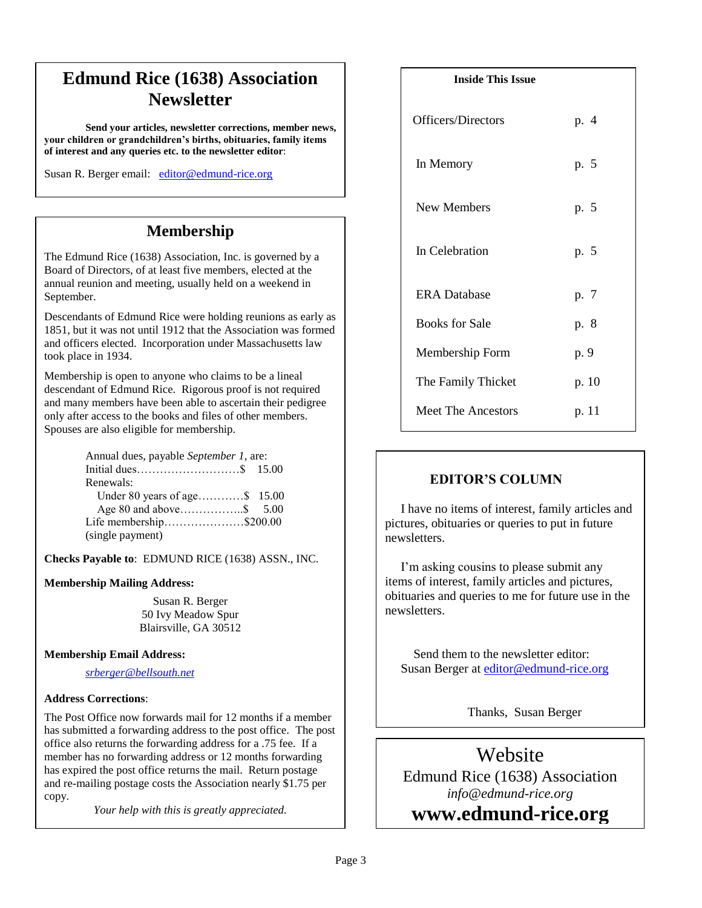# Edmund Rice (1638) Association Newsletter

**Send your articles, newsletter corrections, member news, your children or grandchildren's births, obituaries, family items of interest and any queries etc. to the newsletter editor**:

Susan R. Berger email: editor@edmund-rice.org

## Membership

The Edmund Rice (1638) Association, Inc. is governed by a Board of Directors, of at least five members, elected at the annual reunion and meeting, usually held on a weekend in September.

Descendants of Edmund Rice were holding reunions as early as 1851, but it was not until 1912 that the Association was formed and officers elected. Incorporation under Massachusetts law took place in 1934.

Membership is open to anyone who claims to be a lineal descendant of Edmund Rice. Rigorous proof is not required and many members have been able to ascertain their pedigree only after access to the books and files of other members. Spouses are also eligible for membership.

Annual dues, payable *September 1*, are:

Initial dues………………………$ 15.00

Renewals:

Under 80 years of age…………$ 15.00

Age 80 and above……………..$ 5.00

Life membership…………………$200.00
(single payment)

**Checks Payable to**: EDMUND RICE (1638) ASSN., INC.

**Membership Mailing Address:**

Susan R. Berger
50 Ivy Meadow Spur
Blairsville, GA 30512

**Membership Email Address:**

*srberger@bellsouth.net*

**Address Corrections**:

The Post Office now forwards mail for 12 months if a member has submitted a forwarding address to the post office. The post office also returns the forwarding address for a .75 fee. If a member has no forwarding address or 12 months forwarding has expired the post office returns the mail. Return postage and re-mailing postage costs the Association nearly $1.75 per copy.

*Your help with this is greatly appreciated.*

**Inside This Issue**

| | |
|---|---|
| Officers/Directors | p. 4 |
| In Memory | p. 5 |
| New Members | p. 5 |
| In Celebration | p. 5 |
| ERA Database | p. 7 |
| Books for Sale | p. 8 |
| Membership Form | p. 9 |
| The Family Thicket | p. 10 |
| Meet The Ancestors | p. 11 |

## EDITOR'S COLUMN

I have no items of interest, family articles and pictures, obituaries or queries to put in future newsletters.

I'm asking cousins to please submit any items of interest, family articles and pictures, obituaries and queries to me for future use in the newsletters.

Send them to the newsletter editor:
Susan Berger at editor@edmund-rice.org

Thanks, Susan Berger

## Website

Edmund Rice (1638) Association
*info@edmund-rice.org*
**www.edmund-rice.org**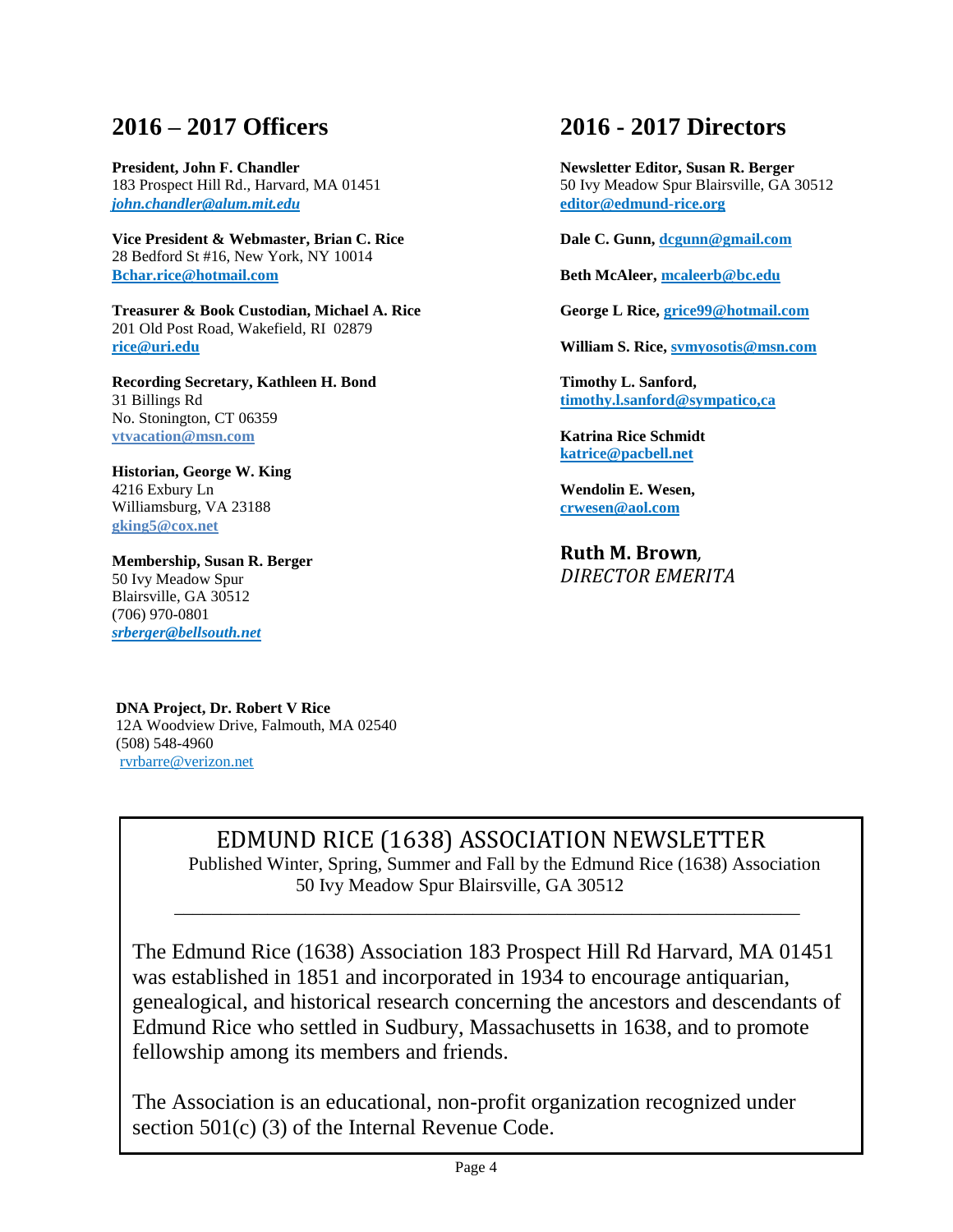## 2016 – 2017 Officers

**President, John F. Chandler**
183 Prospect Hill Rd., Harvard, MA 01451
***john.chandler@alum.mit.edu***

**Vice President & Webmaster, Brian C. Rice**
28 Bedford St #16, New York, NY 10014
**Bchar.rice@hotmail.com**

**Treasurer & Book Custodian, Michael A. Rice**
201 Old Post Road, Wakefield, RI 02879
**rice@uri.edu**

**Recording Secretary, Kathleen H. Bond**
31 Billings Rd
No. Stonington, CT 06359
**vtvacation@msn.com**

**Historian, George W. King**
4216 Exbury Ln
Williamsburg, VA 23188
**gking5@cox.net**

**Membership, Susan R. Berger**
50 Ivy Meadow Spur
Blairsville, GA 30512
(706) 970-0801
***srberger@bellsouth.net***

**DNA Project, Dr. Robert V Rice**
12A Woodview Drive, Falmouth, MA 02540
(508) 548-4960
rvrbarre@verizon.net

## 2016 - 2017 Directors

**Newsletter Editor, Susan R. Berger**
50 Ivy Meadow Spur Blairsville, GA 30512
**editor@edmund-rice.org**

**Dale C. Gunn, dcgunn@gmail.com**

**Beth McAleer, mcaleerb@bc.edu**

**George L Rice, grice99@hotmail.com**

**William S. Rice, svmyosotis@msn.com**

**Timothy L. Sanford,**
**timothy.l.sanford@sympatico,ca**

**Katrina Rice Schmidt**
**katrice@pacbell.net**

**Wendolin E. Wesen,**
**crwesen@aol.com**

**Ruth M. Brown**,
*DIRECTOR EMERITA*

---

EDMUND RICE (1638) ASSOCIATION NEWSLETTER
Published Winter, Spring, Summer and Fall by the Edmund Rice (1638) Association
50 Ivy Meadow Spur Blairsville, GA 30512

---

The Edmund Rice (1638) Association 183 Prospect Hill Rd Harvard, MA 01451 was established in 1851 and incorporated in 1934 to encourage antiquarian, genealogical, and historical research concerning the ancestors and descendants of Edmund Rice who settled in Sudbury, Massachusetts in 1638, and to promote fellowship among its members and friends.

The Association is an educational, non-profit organization recognized under section 501(c) (3) of the Internal Revenue Code.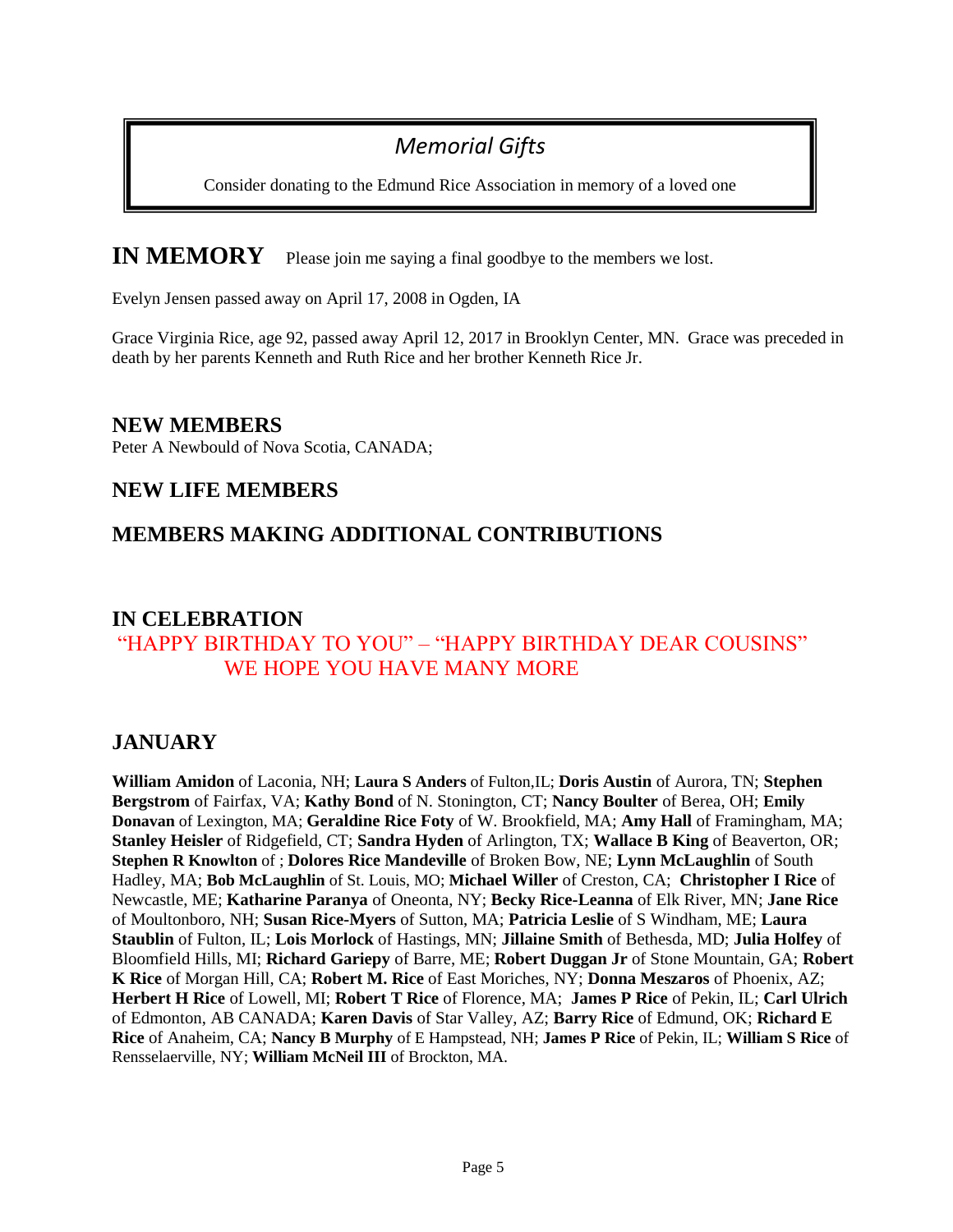*Memorial Gifts*

Consider donating to the Edmund Rice Association in memory of a loved one

## IN MEMORY

Please join me saying a final goodbye to the members we lost.

Evelyn Jensen passed away on April 17, 2008 in Ogden, IA

Grace Virginia Rice, age 92, passed away April 12, 2017 in Brooklyn Center, MN. Grace was preceded in death by her parents Kenneth and Ruth Rice and her brother Kenneth Rice Jr.

## NEW MEMBERS

Peter A Newbould of Nova Scotia, CANADA;

## NEW LIFE MEMBERS

## MEMBERS MAKING ADDITIONAL CONTRIBUTIONS

## IN CELEBRATION

"HAPPY BIRTHDAY TO YOU" – "HAPPY BIRTHDAY DEAR COUSINS"
WE HOPE YOU HAVE MANY MORE

## JANUARY

**William Amidon** of Laconia, NH; **Laura S Anders** of Fulton,IL; **Doris Austin** of Aurora, TN; **Stephen Bergstrom** of Fairfax, VA; **Kathy Bond** of N. Stonington, CT; **Nancy Boulter** of Berea, OH; **Emily Donavan** of Lexington, MA; **Geraldine Rice Foty** of W. Brookfield, MA; **Amy Hall** of Framingham, MA; **Stanley Heisler** of Ridgefield, CT; **Sandra Hyden** of Arlington, TX; **Wallace B King** of Beaverton, OR; **Stephen R Knowlton** of ; **Dolores Rice Mandeville** of Broken Bow, NE; **Lynn McLaughlin** of South Hadley, MA; **Bob McLaughlin** of St. Louis, MO; **Michael Willer** of Creston, CA; **Christopher I Rice** of Newcastle, ME; **Katharine Paranya** of Oneonta, NY; **Becky Rice-Leanna** of Elk River, MN; **Jane Rice** of Moultonboro, NH; **Susan Rice-Myers** of Sutton, MA; **Patricia Leslie** of S Windham, ME; **Laura Staublin** of Fulton, IL; **Lois Morlock** of Hastings, MN; **Jillaine Smith** of Bethesda, MD; **Julia Holfey** of Bloomfield Hills, MI; **Richard Gariepy** of Barre, ME; **Robert Duggan Jr** of Stone Mountain, GA; **Robert K Rice** of Morgan Hill, CA; **Robert M. Rice** of East Moriches, NY; **Donna Meszaros** of Phoenix, AZ; **Herbert H Rice** of Lowell, MI; **Robert T Rice** of Florence, MA; **James P Rice** of Pekin, IL; **Carl Ulrich** of Edmonton, AB CANADA; **Karen Davis** of Star Valley, AZ; **Barry Rice** of Edmund, OK; **Richard E Rice** of Anaheim, CA; **Nancy B Murphy** of E Hampstead, NH; **James P Rice** of Pekin, IL; **William S Rice** of Rensselaerville, NY; **William McNeil III** of Brockton, MA.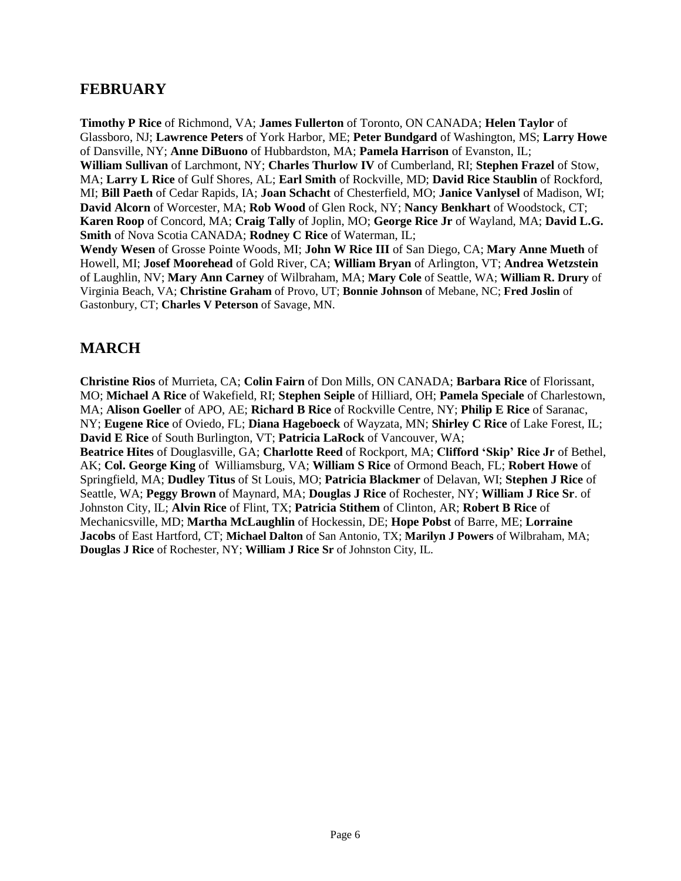## FEBRUARY

**Timothy P Rice** of Richmond, VA; **James Fullerton** of Toronto, ON CANADA; **Helen Taylor** of Glassboro, NJ; **Lawrence Peters** of York Harbor, ME; **Peter Bundgard** of Washington, MS; **Larry Howe** of Dansville, NY; **Anne DiBuono** of Hubbardston, MA; **Pamela Harrison** of Evanston, IL; **William Sullivan** of Larchmont, NY; **Charles Thurlow IV** of Cumberland, RI; **Stephen Frazel** of Stow, MA; **Larry L Rice** of Gulf Shores, AL; **Earl Smith** of Rockville, MD; **David Rice Staublin** of Rockford, MI; **Bill Paeth** of Cedar Rapids, IA; **Joan Schacht** of Chesterfield, MO; **Janice Vanlysel** of Madison, WI; **David Alcorn** of Worcester, MA; **Rob Wood** of Glen Rock, NY; **Nancy Benkhart** of Woodstock, CT; **Karen Roop** of Concord, MA; **Craig Tally** of Joplin, MO; **George Rice Jr** of Wayland, MA; **David L.G. Smith** of Nova Scotia CANADA; **Rodney C Rice** of Waterman, IL; **Wendy Wesen** of Grosse Pointe Woods, MI; **John W Rice III** of San Diego, CA; **Mary Anne Mueth** of Howell, MI; **Josef Moorehead** of Gold River, CA; **William Bryan** of Arlington, VT; **Andrea Wetzstein** of Laughlin, NV; **Mary Ann Carney** of Wilbraham, MA; **Mary Cole** of Seattle, WA; **William R. Drury** of Virginia Beach, VA; **Christine Graham** of Provo, UT; **Bonnie Johnson** of Mebane, NC; **Fred Joslin** of Gastonbury, CT; **Charles V Peterson** of Savage, MN.

## MARCH

**Christine Rios** of Murrieta, CA; **Colin Fairn** of Don Mills, ON CANADA; **Barbara Rice** of Florissant, MO; **Michael A Rice** of Wakefield, RI; **Stephen Seiple** of Hilliard, OH; **Pamela Speciale** of Charlestown, MA; **Alison Goeller** of APO, AE; **Richard B Rice** of Rockville Centre, NY; **Philip E Rice** of Saranac, NY; **Eugene Rice** of Oviedo, FL; **Diana Hageboeck** of Wayzata, MN; **Shirley C Rice** of Lake Forest, IL; **David E Rice** of South Burlington, VT; **Patricia LaRock** of Vancouver, WA; **Beatrice Hites** of Douglasville, GA; **Charlotte Reed** of Rockport, MA; **Clifford 'Skip' Rice Jr** of Bethel, AK; **Col. George King** of Williamsburg, VA; **William S Rice** of Ormond Beach, FL; **Robert Howe** of Springfield, MA; **Dudley Titus** of St Louis, MO; **Patricia Blackmer** of Delavan, WI; **Stephen J Rice** of Seattle, WA; **Peggy Brown** of Maynard, MA; **Douglas J Rice** of Rochester, NY; **William J Rice Sr**. of Johnston City, IL; **Alvin Rice** of Flint, TX; **Patricia Stithem** of Clinton, AR; **Robert B Rice** of Mechanicsville, MD; **Martha McLaughlin** of Hockessin, DE; **Hope Pobst** of Barre, ME; **Lorraine Jacobs** of East Hartford, CT; **Michael Dalton** of San Antonio, TX; **Marilyn J Powers** of Wilbraham, MA; **Douglas J Rice** of Rochester, NY; **William J Rice Sr** of Johnston City, IL.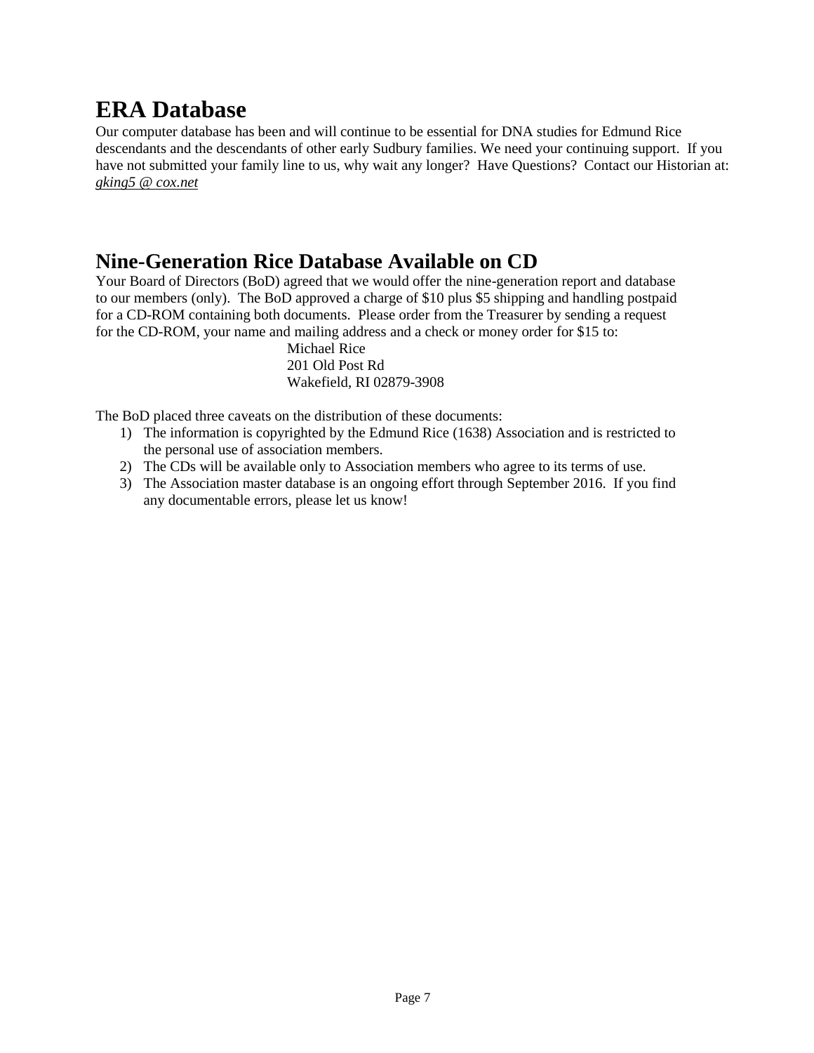# ERA Database

Our computer database has been and will continue to be essential for DNA studies for Edmund Rice descendants and the descendants of other early Sudbury families. We need your continuing support. If you have not submitted your family line to us, why wait any longer? Have Questions? Contact our Historian at: *gking5 @ cox.net*

## Nine-Generation Rice Database Available on CD

Your Board of Directors (BoD) agreed that we would offer the nine-generation report and database to our members (only). The BoD approved a charge of $10 plus $5 shipping and handling postpaid for a CD-ROM containing both documents. Please order from the Treasurer by sending a request for the CD-ROM, your name and mailing address and a check or money order for $15 to:

Michael Rice
201 Old Post Rd
Wakefield, RI 02879-3908

The BoD placed three caveats on the distribution of these documents:

1) The information is copyrighted by the Edmund Rice (1638) Association and is restricted to the personal use of association members.
2) The CDs will be available only to Association members who agree to its terms of use.
3) The Association master database is an ongoing effort through September 2016. If you find any documentable errors, please let us know!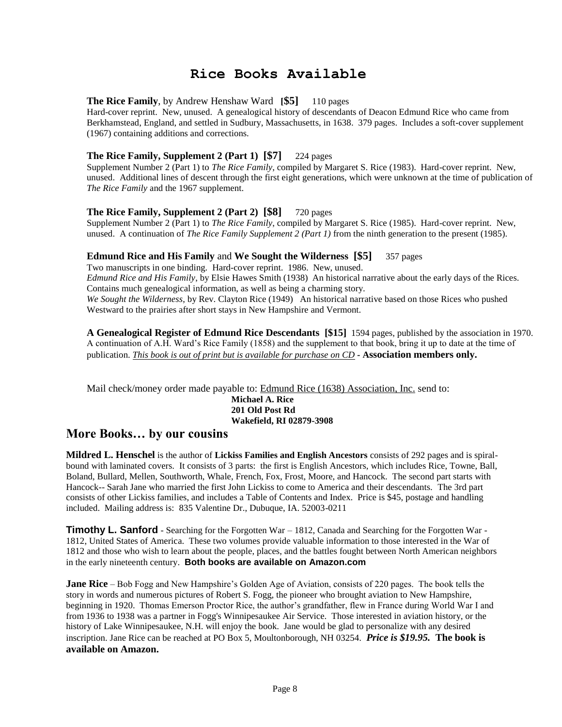# Rice Books Available

**The Rice Family**, by Andrew Henshaw Ward **[$5]** 110 pages
Hard-cover reprint. New, unused. A genealogical history of descendants of Deacon Edmund Rice who came from Berkhamstead, England, and settled in Sudbury, Massachusetts, in 1638. 379 pages. Includes a soft-cover supplement (1967) containing additions and corrections.

**The Rice Family, Supplement 2 (Part 1) [$7]** 224 pages
Supplement Number 2 (Part 1) to *The Rice Family*, compiled by Margaret S. Rice (1983). Hard-cover reprint. New, unused. Additional lines of descent through the first eight generations, which were unknown at the time of publication of *The Rice Family* and the 1967 supplement.

**The Rice Family, Supplement 2 (Part 2) [$8]** 720 pages
Supplement Number 2 (Part 1) to *The Rice Family*, compiled by Margaret S. Rice (1985). Hard-cover reprint. New, unused. A continuation of *The Rice Family Supplement 2 (Part 1)* from the ninth generation to the present (1985).

**Edmund Rice and His Family** and **We Sought the Wilderness [$5]** 357 pages
Two manuscripts in one binding. Hard-cover reprint. 1986. New, unused.
*Edmund Rice and His Family*, by Elsie Hawes Smith (1938) An historical narrative about the early days of the Rices. Contains much genealogical information, as well as being a charming story.
*We Sought the Wilderness*, by Rev. Clayton Rice (1949) An historical narrative based on those Rices who pushed Westward to the prairies after short stays in New Hampshire and Vermont.

**A Genealogical Register of Edmund Rice Descendants [$15]** 1594 pages, published by the association in 1970. A continuation of A.H. Ward's Rice Family (1858) and the supplement to that book, bring it up to date at the time of publication. *This book is out of print but is available for purchase on CD* - **Association members only.**

Mail check/money order made payable to: Edmund Rice (1638) Association, Inc. send to:
**Michael A. Rice**
**201 Old Post Rd**
**Wakefield, RI 02879-3908**

## More Books… by our cousins

**Mildred L. Henschel** is the author of **Lickiss Families and English Ancestors** consists of 292 pages and is spiral-bound with laminated covers. It consists of 3 parts: the first is English Ancestors, which includes Rice, Towne, Ball, Boland, Bullard, Mellen, Southworth, Whale, French, Fox, Frost, Moore, and Hancock. The second part starts with Hancock-- Sarah Jane who married the first John Lickiss to come to America and their descendants. The 3rd part consists of other Lickiss families, and includes a Table of Contents and Index. Price is $45, postage and handling included. Mailing address is: 835 Valentine Dr., Dubuque, IA. 52003-0211

**Timothy L. Sanford** - Searching for the Forgotten War – 1812, Canada and Searching for the Forgotten War - 1812, United States of America. These two volumes provide valuable information to those interested in the War of 1812 and those who wish to learn about the people, places, and the battles fought between North American neighbors in the early nineteenth century. **Both books are available on Amazon.com**

**Jane Rice** – Bob Fogg and New Hampshire's Golden Age of Aviation, consists of 220 pages. The book tells the story in words and numerous pictures of Robert S. Fogg, the pioneer who brought aviation to New Hampshire, beginning in 1920. Thomas Emerson Proctor Rice, the author's grandfather, flew in France during World War I and from 1936 to 1938 was a partner in Fogg's Winnipesaukee Air Service. Those interested in aviation history, or the history of Lake Winnipesaukee, N.H. will enjoy the book. Jane would be glad to personalize with any desired inscription. Jane Rice can be reached at PO Box 5, Moultonborough, NH 03254. ***Price is $19.95.*** **The book is available on Amazon.**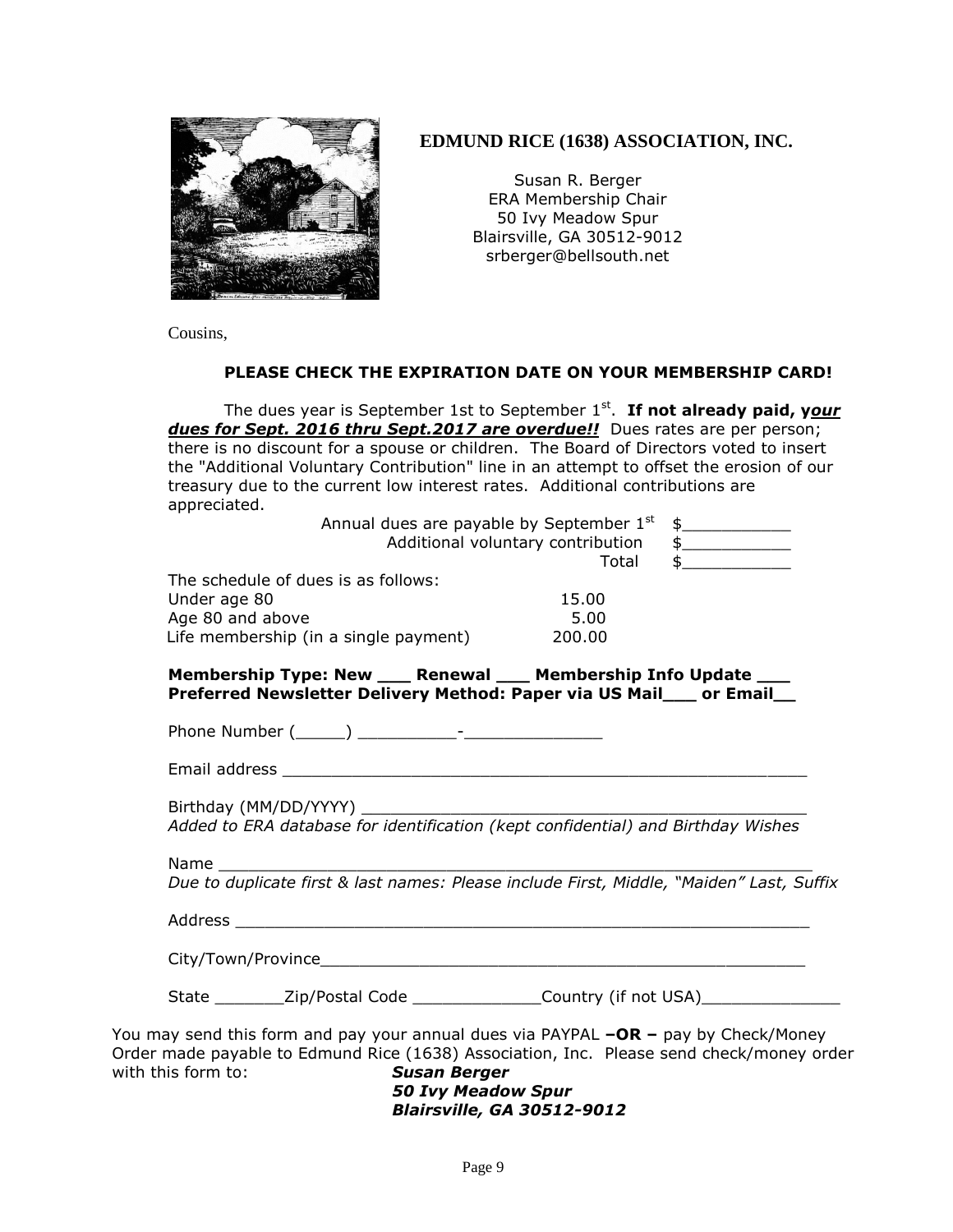# EDMUND RICE (1638) ASSOCIATION, INC.

Susan R. Berger
ERA Membership Chair
50 Ivy Meadow Spur
Blairsville, GA 30512-9012
srberger@bellsouth.net

Cousins,

**PLEASE CHECK THE EXPIRATION DATE ON YOUR MEMBERSHIP CARD!**

The dues year is September 1st to September 1st. **If not already paid, *your dues for Sept. 2016 thru Sept.2017 are overdue!!*** Dues rates are per person; there is no discount for a spouse or children. The Board of Directors voted to insert the "Additional Voluntary Contribution" line in an attempt to offset the erosion of our treasury due to the current low interest rates. Additional contributions are appreciated.

| | |
|---|---|
| Annual dues are payable by September 1st | $___________ |
| Additional voluntary contribution | $___________ |
| Total | $___________ |

The schedule of dues is as follows:

| | |
|---|---|
| Under age 80 | 15.00 |
| Age 80 and above | 5.00 |
| Life membership (in a single payment) | 200.00 |

**Membership Type: New ___ Renewal ___ Membership Info Update ___**
**Preferred Newsletter Delivery Method: Paper via US Mail___ or Email__**

Phone Number (_____) __________-______________

Email address ____________________________________________________

Birthday (MM/DD/YYYY) ____________________________________________
*Added to ERA database for identification (kept confidential) and Birthday Wishes*

Name ________________________________________________________
*Due to duplicate first & last names: Please include First, Middle, "Maiden" Last, Suffix*

Address ______________________________________________________

City/Town/Province_____________________________________________

State _______Zip/Postal Code _____________Country (if not USA)______________

You may send this form and pay your annual dues via PAYPAL **–OR –** pay by Check/Money Order made payable to Edmund Rice (1638) Association, Inc. Please send check/money order with this form to:

***Susan Berger***
***50 Ivy Meadow Spur***
***Blairsville, GA 30512-9012***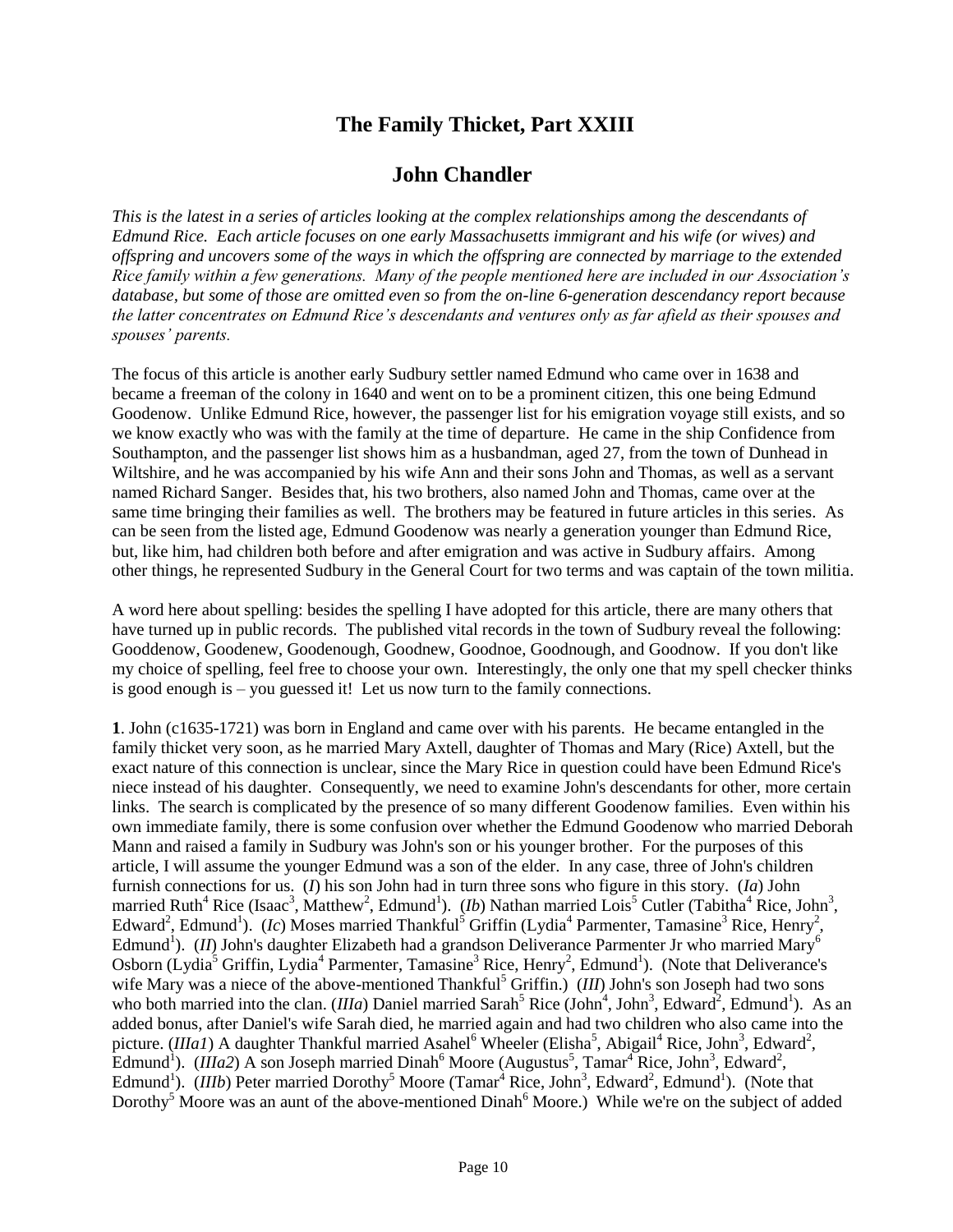# The Family Thicket, Part XXIII

## John Chandler

*This is the latest in a series of articles looking at the complex relationships among the descendants of Edmund Rice. Each article focuses on one early Massachusetts immigrant and his wife (or wives) and offspring and uncovers some of the ways in which the offspring are connected by marriage to the extended Rice family within a few generations. Many of the people mentioned here are included in our Association's database, but some of those are omitted even so from the on-line 6-generation descendancy report because the latter concentrates on Edmund Rice's descendants and ventures only as far afield as their spouses and spouses' parents.*

The focus of this article is another early Sudbury settler named Edmund who came over in 1638 and became a freeman of the colony in 1640 and went on to be a prominent citizen, this one being Edmund Goodenow. Unlike Edmund Rice, however, the passenger list for his emigration voyage still exists, and so we know exactly who was with the family at the time of departure. He came in the ship Confidence from Southampton, and the passenger list shows him as a husbandman, aged 27, from the town of Dunhead in Wiltshire, and he was accompanied by his wife Ann and their sons John and Thomas, as well as a servant named Richard Sanger. Besides that, his two brothers, also named John and Thomas, came over at the same time bringing their families as well. The brothers may be featured in future articles in this series. As can be seen from the listed age, Edmund Goodenow was nearly a generation younger than Edmund Rice, but, like him, had children both before and after emigration and was active in Sudbury affairs. Among other things, he represented Sudbury in the General Court for two terms and was captain of the town militia.

A word here about spelling: besides the spelling I have adopted for this article, there are many others that have turned up in public records. The published vital records in the town of Sudbury reveal the following: Gooddenow, Goodenew, Goodenough, Goodnew, Goodnoe, Goodnough, and Goodnow. If you don't like my choice of spelling, feel free to choose your own. Interestingly, the only one that my spell checker thinks is good enough is – you guessed it! Let us now turn to the family connections.

**1**. John (c1635-1721) was born in England and came over with his parents. He became entangled in the family thicket very soon, as he married Mary Axtell, daughter of Thomas and Mary (Rice) Axtell, but the exact nature of this connection is unclear, since the Mary Rice in question could have been Edmund Rice's niece instead of his daughter. Consequently, we need to examine John's descendants for other, more certain links. The search is complicated by the presence of so many different Goodenow families. Even within his own immediate family, there is some confusion over whether the Edmund Goodenow who married Deborah Mann and raised a family in Sudbury was John's son or his younger brother. For the purposes of this article, I will assume the younger Edmund was a son of the elder. In any case, three of John's children furnish connections for us. (*I*) his son John had in turn three sons who figure in this story. (*Ia*) John married Ruth$^4$ Rice (Isaac$^3$, Matthew$^2$, Edmund$^1$). (*Ib*) Nathan married Lois$^5$ Cutler (Tabitha$^4$ Rice, John$^3$, Edward$^2$, Edmund$^1$). (*Ic*) Moses married Thankful$^5$ Griffin (Lydia$^4$ Parmenter, Tamasine$^3$ Rice, Henry$^2$, Edmund$^1$). (*II*) John's daughter Elizabeth had a grandson Deliverance Parmenter Jr who married Mary$^6$ Osborn (Lydia$^5$ Griffin, Lydia$^4$ Parmenter, Tamasine$^3$ Rice, Henry$^2$, Edmund$^1$). (Note that Deliverance's wife Mary was a niece of the above-mentioned Thankful$^5$ Griffin.) (*III*) John's son Joseph had two sons who both married into the clan. (*IIIa*) Daniel married Sarah$^5$ Rice (John$^4$, John$^3$, Edward$^2$, Edmund$^1$). As an added bonus, after Daniel's wife Sarah died, he married again and had two children who also came into the picture. (*IIIa1*) A daughter Thankful married Asahel$^6$ Wheeler (Elisha$^5$, Abigail$^4$ Rice, John$^3$, Edward$^2$, Edmund$^1$). (*IIIa2*) A son Joseph married Dinah$^6$ Moore (Augustus$^5$, Tamar$^4$ Rice, John$^3$, Edward$^2$, Edmund$^1$). (*IIIb*) Peter married Dorothy$^5$ Moore (Tamar$^4$ Rice, John$^3$, Edward$^2$, Edmund$^1$). (Note that Dorothy$^5$ Moore was an aunt of the above-mentioned Dinah$^6$ Moore.) While we're on the subject of added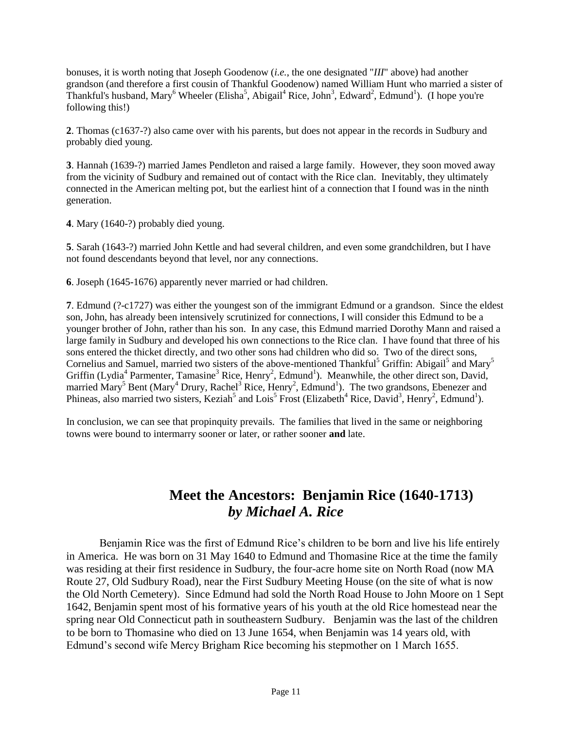bonuses, it is worth noting that Joseph Goodenow (*i.e.*, the one designated "*III*" above) had another grandson (and therefore a first cousin of Thankful Goodenow) named William Hunt who married a sister of Thankful's husband, Mary$^6$ Wheeler (Elisha$^5$, Abigail$^4$ Rice, John$^3$, Edward$^2$, Edmund$^1$). (I hope you're following this!)

**2**. Thomas (c1637-?) also came over with his parents, but does not appear in the records in Sudbury and probably died young.

**3**. Hannah (1639-?) married James Pendleton and raised a large family. However, they soon moved away from the vicinity of Sudbury and remained out of contact with the Rice clan. Inevitably, they ultimately connected in the American melting pot, but the earliest hint of a connection that I found was in the ninth generation.

**4**. Mary (1640-?) probably died young.

**5**. Sarah (1643-?) married John Kettle and had several children, and even some grandchildren, but I have not found descendants beyond that level, nor any connections.

**6**. Joseph (1645-1676) apparently never married or had children.

**7**. Edmund (?-c1727) was either the youngest son of the immigrant Edmund or a grandson. Since the eldest son, John, has already been intensively scrutinized for connections, I will consider this Edmund to be a younger brother of John, rather than his son. In any case, this Edmund married Dorothy Mann and raised a large family in Sudbury and developed his own connections to the Rice clan. I have found that three of his sons entered the thicket directly, and two other sons had children who did so. Two of the direct sons, Cornelius and Samuel, married two sisters of the above-mentioned Thankful$^5$ Griffin: Abigail$^5$ and Mary$^5$ Griffin (Lydia$^4$ Parmenter, Tamasine$^3$ Rice, Henry$^2$, Edmund$^1$). Meanwhile, the other direct son, David, married Mary$^5$ Bent (Mary$^4$ Drury, Rachel$^3$ Rice, Henry$^2$, Edmund$^1$). The two grandsons, Ebenezer and Phineas, also married two sisters, Keziah$^5$ and Lois$^5$ Frost (Elizabeth$^4$ Rice, David$^3$, Henry$^2$, Edmund$^1$).

In conclusion, we can see that propinquity prevails. The families that lived in the same or neighboring towns were bound to intermarry sooner or later, or rather sooner **and** late.

## Meet the Ancestors: Benjamin Rice (1640-1713)
### *by Michael A. Rice*

Benjamin Rice was the first of Edmund Rice's children to be born and live his life entirely in America. He was born on 31 May 1640 to Edmund and Thomasine Rice at the time the family was residing at their first residence in Sudbury, the four-acre home site on North Road (now MA Route 27, Old Sudbury Road), near the First Sudbury Meeting House (on the site of what is now the Old North Cemetery). Since Edmund had sold the North Road House to John Moore on 1 Sept 1642, Benjamin spent most of his formative years of his youth at the old Rice homestead near the spring near Old Connecticut path in southeastern Sudbury. Benjamin was the last of the children to be born to Thomasine who died on 13 June 1654, when Benjamin was 14 years old, with Edmund's second wife Mercy Brigham Rice becoming his stepmother on 1 March 1655.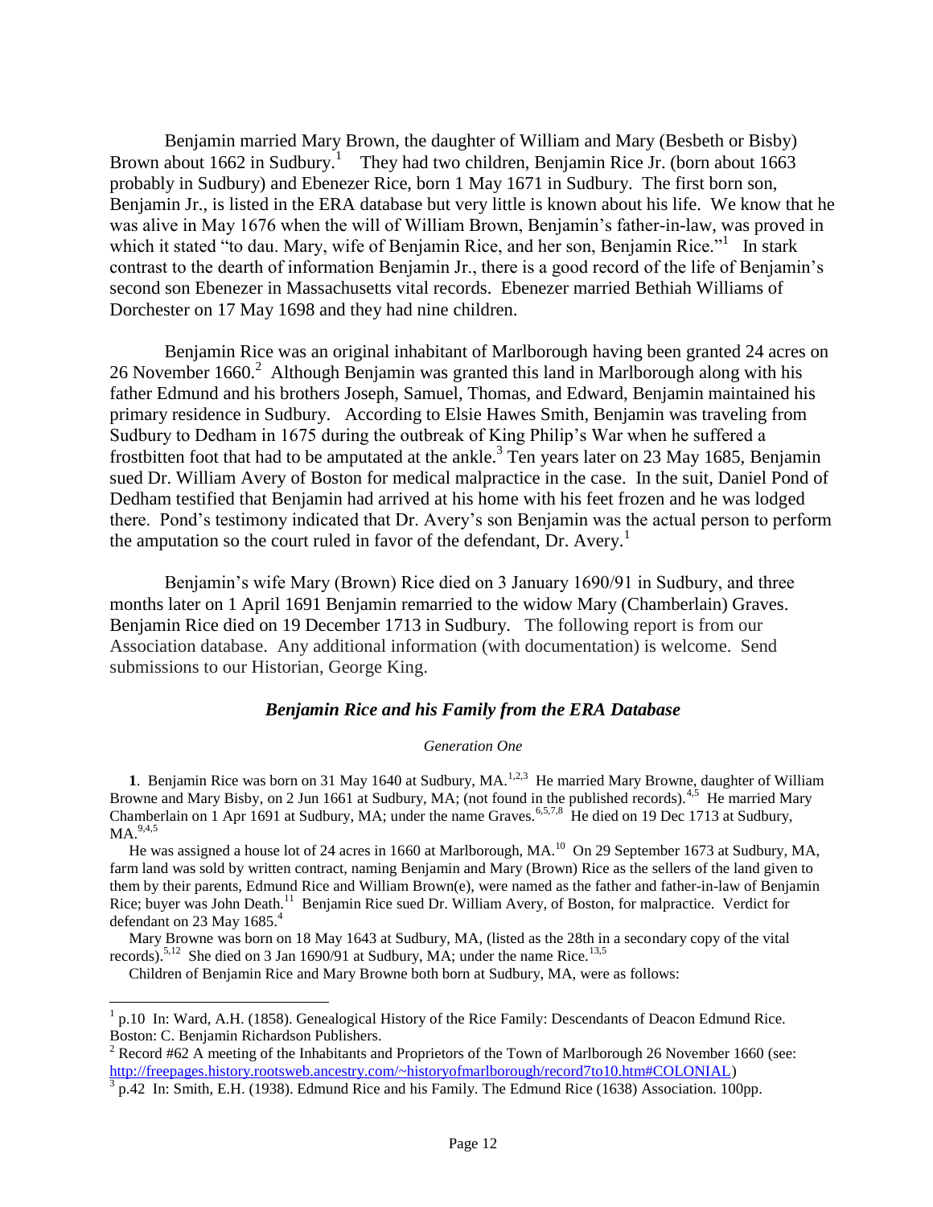Benjamin married Mary Brown, the daughter of William and Mary (Besbeth or Bisby) Brown about 1662 in Sudbury.[1] They had two children, Benjamin Rice Jr. (born about 1663 probably in Sudbury) and Ebenezer Rice, born 1 May 1671 in Sudbury. The first born son, Benjamin Jr., is listed in the ERA database but very little is known about his life. We know that he was alive in May 1676 when the will of William Brown, Benjamin's father-in-law, was proved in which it stated "to dau. Mary, wife of Benjamin Rice, and her son, Benjamin Rice."[1] In stark contrast to the dearth of information Benjamin Jr., there is a good record of the life of Benjamin's second son Ebenezer in Massachusetts vital records. Ebenezer married Bethiah Williams of Dorchester on 17 May 1698 and they had nine children.

Benjamin Rice was an original inhabitant of Marlborough having been granted 24 acres on 26 November 1660.[2] Although Benjamin was granted this land in Marlborough along with his father Edmund and his brothers Joseph, Samuel, Thomas, and Edward, Benjamin maintained his primary residence in Sudbury. According to Elsie Hawes Smith, Benjamin was traveling from Sudbury to Dedham in 1675 during the outbreak of King Philip's War when he suffered a frostbitten foot that had to be amputated at the ankle.[3] Ten years later on 23 May 1685, Benjamin sued Dr. William Avery of Boston for medical malpractice in the case. In the suit, Daniel Pond of Dedham testified that Benjamin had arrived at his home with his feet frozen and he was lodged there. Pond's testimony indicated that Dr. Avery's son Benjamin was the actual person to perform the amputation so the court ruled in favor of the defendant, Dr. Avery.[1]

Benjamin's wife Mary (Brown) Rice died on 3 January 1690/91 in Sudbury, and three months later on 1 April 1691 Benjamin remarried to the widow Mary (Chamberlain) Graves. Benjamin Rice died on 19 December 1713 in Sudbury. The following report is from our Association database. Any additional information (with documentation) is welcome. Send submissions to our Historian, George King.

### *Benjamin Rice and his Family from the ERA Database*

*Generation One*

**1**. Benjamin Rice was born on 31 May 1640 at Sudbury, MA.[1,2,3] He married Mary Browne, daughter of William Browne and Mary Bisby, on 2 Jun 1661 at Sudbury, MA; (not found in the published records).[4,5] He married Mary Chamberlain on 1 Apr 1691 at Sudbury, MA; under the name Graves.[6,5,7,8] He died on 19 Dec 1713 at Sudbury, MA.[9,4,5]

He was assigned a house lot of 24 acres in 1660 at Marlborough, MA.[10] On 29 September 1673 at Sudbury, MA, farm land was sold by written contract, naming Benjamin and Mary (Brown) Rice as the sellers of the land given to them by their parents, Edmund Rice and William Brown(e), were named as the father and father-in-law of Benjamin Rice; buyer was John Death.[11] Benjamin Rice sued Dr. William Avery, of Boston, for malpractice. Verdict for defendant on 23 May 1685.[4]

Mary Browne was born on 18 May 1643 at Sudbury, MA, (listed as the 28th in a secondary copy of the vital records).[5,12] She died on 3 Jan 1690/91 at Sudbury, MA; under the name Rice.[13,5]

Children of Benjamin Rice and Mary Browne both born at Sudbury, MA, were as follows:

---

[1] p.10 In: Ward, A.H. (1858). Genealogical History of the Rice Family: Descendants of Deacon Edmund Rice. Boston: C. Benjamin Richardson Publishers.

[2] Record #62 A meeting of the Inhabitants and Proprietors of the Town of Marlborough 26 November 1660 (see: http://freepages.history.rootsweb.ancestry.com/~historyofmarlborough/record7to10.htm#COLONIAL)

[3] p.42 In: Smith, E.H. (1938). Edmund Rice and his Family. The Edmund Rice (1638) Association. 100pp.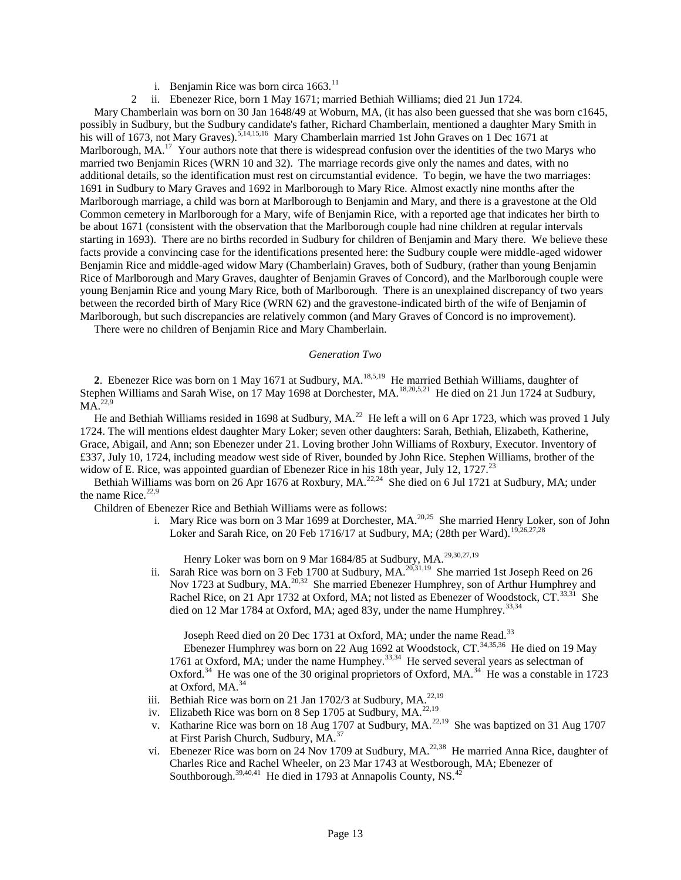i. Benjamin Rice was born circa 1663.[11]

2 ii. Ebenezer Rice, born 1 May 1671; married Bethiah Williams; died 21 Jun 1724.

Mary Chamberlain was born on 30 Jan 1648/49 at Woburn, MA, (it has also been guessed that she was born c1645, possibly in Sudbury, but the Sudbury candidate's father, Richard Chamberlain, mentioned a daughter Mary Smith in his will of 1673, not Mary Graves).[5,14,15,16] Mary Chamberlain married 1st John Graves on 1 Dec 1671 at Marlborough, MA.[17] Your authors note that there is widespread confusion over the identities of the two Marys who married two Benjamin Rices (WRN 10 and 32). The marriage records give only the names and dates, with no additional details, so the identification must rest on circumstantial evidence. To begin, we have the two marriages: 1691 in Sudbury to Mary Graves and 1692 in Marlborough to Mary Rice. Almost exactly nine months after the Marlborough marriage, a child was born at Marlborough to Benjamin and Mary, and there is a gravestone at the Old Common cemetery in Marlborough for a Mary, wife of Benjamin Rice, with a reported age that indicates her birth to be about 1671 (consistent with the observation that the Marlborough couple had nine children at regular intervals starting in 1693). There are no births recorded in Sudbury for children of Benjamin and Mary there. We believe these facts provide a convincing case for the identifications presented here: the Sudbury couple were middle-aged widower Benjamin Rice and middle-aged widow Mary (Chamberlain) Graves, both of Sudbury, (rather than young Benjamin Rice of Marlborough and Mary Graves, daughter of Benjamin Graves of Concord), and the Marlborough couple were young Benjamin Rice and young Mary Rice, both of Marlborough. There is an unexplained discrepancy of two years between the recorded birth of Mary Rice (WRN 62) and the gravestone-indicated birth of the wife of Benjamin of Marlborough, but such discrepancies are relatively common (and Mary Graves of Concord is no improvement).

There were no children of Benjamin Rice and Mary Chamberlain.

### *Generation Two*

**2**. Ebenezer Rice was born on 1 May 1671 at Sudbury, MA.[18,5,19] He married Bethiah Williams, daughter of Stephen Williams and Sarah Wise, on 17 May 1698 at Dorchester, MA.[18,20,5,21] He died on 21 Jun 1724 at Sudbury, MA.[22,9]

He and Bethiah Williams resided in 1698 at Sudbury, MA.[22] He left a will on 6 Apr 1723, which was proved 1 July 1724. The will mentions eldest daughter Mary Loker; seven other daughters: Sarah, Bethiah, Elizabeth, Katherine, Grace, Abigail, and Ann; son Ebenezer under 21. Loving brother John Williams of Roxbury, Executor. Inventory of £337, July 10, 1724, including meadow west side of River, bounded by John Rice. Stephen Williams, brother of the widow of E. Rice, was appointed guardian of Ebenezer Rice in his 18th year, July 12, 1727.[23]

Bethiah Williams was born on 26 Apr 1676 at Roxbury, MA.[22,24] She died on 6 Jul 1721 at Sudbury, MA; under the name Rice.[22,9]

Children of Ebenezer Rice and Bethiah Williams were as follows:

i. Mary Rice was born on 3 Mar 1699 at Dorchester, MA.[20,25] She married Henry Loker, son of John Loker and Sarah Rice, on 20 Feb 1716/17 at Sudbury, MA; (28th per Ward).[19,26,27,28]

Henry Loker was born on 9 Mar 1684/85 at Sudbury, MA.[29,30,27,19]

ii. Sarah Rice was born on 3 Feb 1700 at Sudbury, MA.[20,31,19] She married 1st Joseph Reed on 26 Nov 1723 at Sudbury, MA.[20,32] She married Ebenezer Humphrey, son of Arthur Humphrey and Rachel Rice, on 21 Apr 1732 at Oxford, MA; not listed as Ebenezer of Woodstock, CT.[33,31] She died on 12 Mar 1784 at Oxford, MA; aged 83y, under the name Humphrey.[33,34]

Joseph Reed died on 20 Dec 1731 at Oxford, MA; under the name Read.[33]

Ebenezer Humphrey was born on 22 Aug 1692 at Woodstock, CT.[34,35,36] He died on 19 May 1761 at Oxford, MA; under the name Humphey.[33,34] He served several years as selectman of Oxford.[34] He was one of the 30 original proprietors of Oxford, MA.[34] He was a constable in 1723 at Oxford, MA.[34]

iii. Bethiah Rice was born on 21 Jan 1702/3 at Sudbury, MA.[22,19]

iv. Elizabeth Rice was born on 8 Sep 1705 at Sudbury, MA.[22,19]

v. Katharine Rice was born on 18 Aug 1707 at Sudbury, MA.[22,19] She was baptized on 31 Aug 1707 at First Parish Church, Sudbury, MA.[37]

vi. Ebenezer Rice was born on 24 Nov 1709 at Sudbury, MA.[22,38] He married Anna Rice, daughter of Charles Rice and Rachel Wheeler, on 23 Mar 1743 at Westborough, MA; Ebenezer of Southborough.[39,40,41] He died in 1793 at Annapolis County, NS.[42]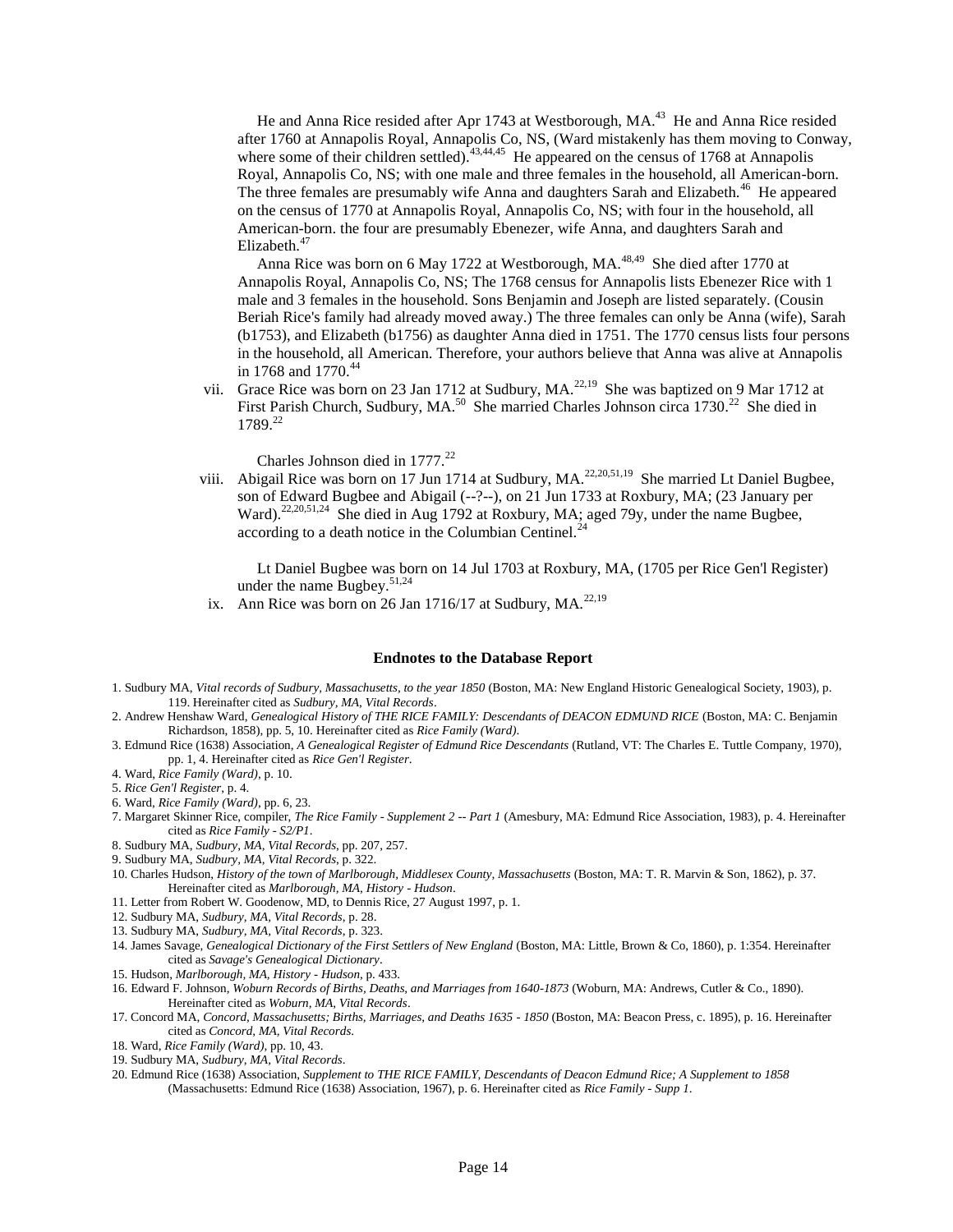He and Anna Rice resided after Apr 1743 at Westborough, MA.[43] He and Anna Rice resided after 1760 at Annapolis Royal, Annapolis Co, NS, (Ward mistakenly has them moving to Conway, where some of their children settled).[43,44,45] He appeared on the census of 1768 at Annapolis Royal, Annapolis Co, NS; with one male and three females in the household, all American-born. The three females are presumably wife Anna and daughters Sarah and Elizabeth.[46] He appeared on the census of 1770 at Annapolis Royal, Annapolis Co, NS; with four in the household, all American-born. the four are presumably Ebenezer, wife Anna, and daughters Sarah and Elizabeth.[47]

Anna Rice was born on 6 May 1722 at Westborough, MA.[48,49] She died after 1770 at Annapolis Royal, Annapolis Co, NS; The 1768 census for Annapolis lists Ebenezer Rice with 1 male and 3 females in the household. Sons Benjamin and Joseph are listed separately. (Cousin Beriah Rice's family had already moved away.) The three females can only be Anna (wife), Sarah (b1753), and Elizabeth (b1756) as daughter Anna died in 1751. The 1770 census lists four persons in the household, all American. Therefore, your authors believe that Anna was alive at Annapolis in 1768 and 1770.[44]

vii. Grace Rice was born on 23 Jan 1712 at Sudbury, MA.[22,19] She was baptized on 9 Mar 1712 at First Parish Church, Sudbury, MA.[50] She married Charles Johnson circa 1730.[22] She died in 1789.[22]

Charles Johnson died in 1777.[22]

viii. Abigail Rice was born on 17 Jun 1714 at Sudbury, MA.[22,20,51,19] She married Lt Daniel Bugbee, son of Edward Bugbee and Abigail (--?--), on 21 Jun 1733 at Roxbury, MA; (23 January per Ward).[22,20,51,24] She died in Aug 1792 at Roxbury, MA; aged 79y, under the name Bugbee, according to a death notice in the Columbian Centinel.[24]

Lt Daniel Bugbee was born on 14 Jul 1703 at Roxbury, MA, (1705 per Rice Gen'l Register) under the name Bugbey.[51,24]

ix. Ann Rice was born on 26 Jan 1716/17 at Sudbury, MA.[22,19]

### Endnotes to the Database Report

1. Sudbury MA, *Vital records of Sudbury, Massachusetts, to the year 1850* (Boston, MA: New England Historic Genealogical Society, 1903), p. 119. Hereinafter cited as *Sudbury, MA, Vital Records*.
2. Andrew Henshaw Ward, *Genealogical History of THE RICE FAMILY: Descendants of DEACON EDMUND RICE* (Boston, MA: C. Benjamin Richardson, 1858), pp. 5, 10. Hereinafter cited as *Rice Family (Ward)*.
3. Edmund Rice (1638) Association, *A Genealogical Register of Edmund Rice Descendants* (Rutland, VT: The Charles E. Tuttle Company, 1970), pp. 1, 4. Hereinafter cited as *Rice Gen'l Register*.
4. Ward, *Rice Family (Ward)*, p. 10.
5. *Rice Gen'l Register*, p. 4.
6. Ward, *Rice Family (Ward)*, pp. 6, 23.
7. Margaret Skinner Rice, compiler, *The Rice Family - Supplement 2 -- Part 1* (Amesbury, MA: Edmund Rice Association, 1983), p. 4. Hereinafter cited as *Rice Family - S2/P1*.
8. Sudbury MA, *Sudbury, MA, Vital Records*, pp. 207, 257.
9. Sudbury MA, *Sudbury, MA, Vital Records*, p. 322.
10. Charles Hudson, *History of the town of Marlborough, Middlesex County, Massachusetts* (Boston, MA: T. R. Marvin & Son, 1862), p. 37. Hereinafter cited as *Marlborough, MA, History - Hudson*.
11. Letter from Robert W. Goodenow, MD, to Dennis Rice, 27 August 1997, p. 1.
12. Sudbury MA, *Sudbury, MA, Vital Records*, p. 28.
13. Sudbury MA, *Sudbury, MA, Vital Records*, p. 323.
14. James Savage, *Genealogical Dictionary of the First Settlers of New England* (Boston, MA: Little, Brown & Co, 1860), p. 1:354. Hereinafter cited as *Savage's Genealogical Dictionary*.
15. Hudson, *Marlborough, MA, History - Hudson*, p. 433.
16. Edward F. Johnson, *Woburn Records of Births, Deaths, and Marriages from 1640-1873* (Woburn, MA: Andrews, Cutler & Co., 1890). Hereinafter cited as *Woburn, MA, Vital Records*.
17. Concord MA, *Concord, Massachusetts; Births, Marriages, and Deaths 1635 - 1850* (Boston, MA: Beacon Press, c. 1895), p. 16. Hereinafter cited as *Concord, MA, Vital Records*.
18. Ward, *Rice Family (Ward)*, pp. 10, 43.
19. Sudbury MA, *Sudbury, MA, Vital Records*.
20. Edmund Rice (1638) Association, *Supplement to THE RICE FAMILY, Descendants of Deacon Edmund Rice; A Supplement to 1858* (Massachusetts: Edmund Rice (1638) Association, 1967), p. 6. Hereinafter cited as *Rice Family - Supp 1*.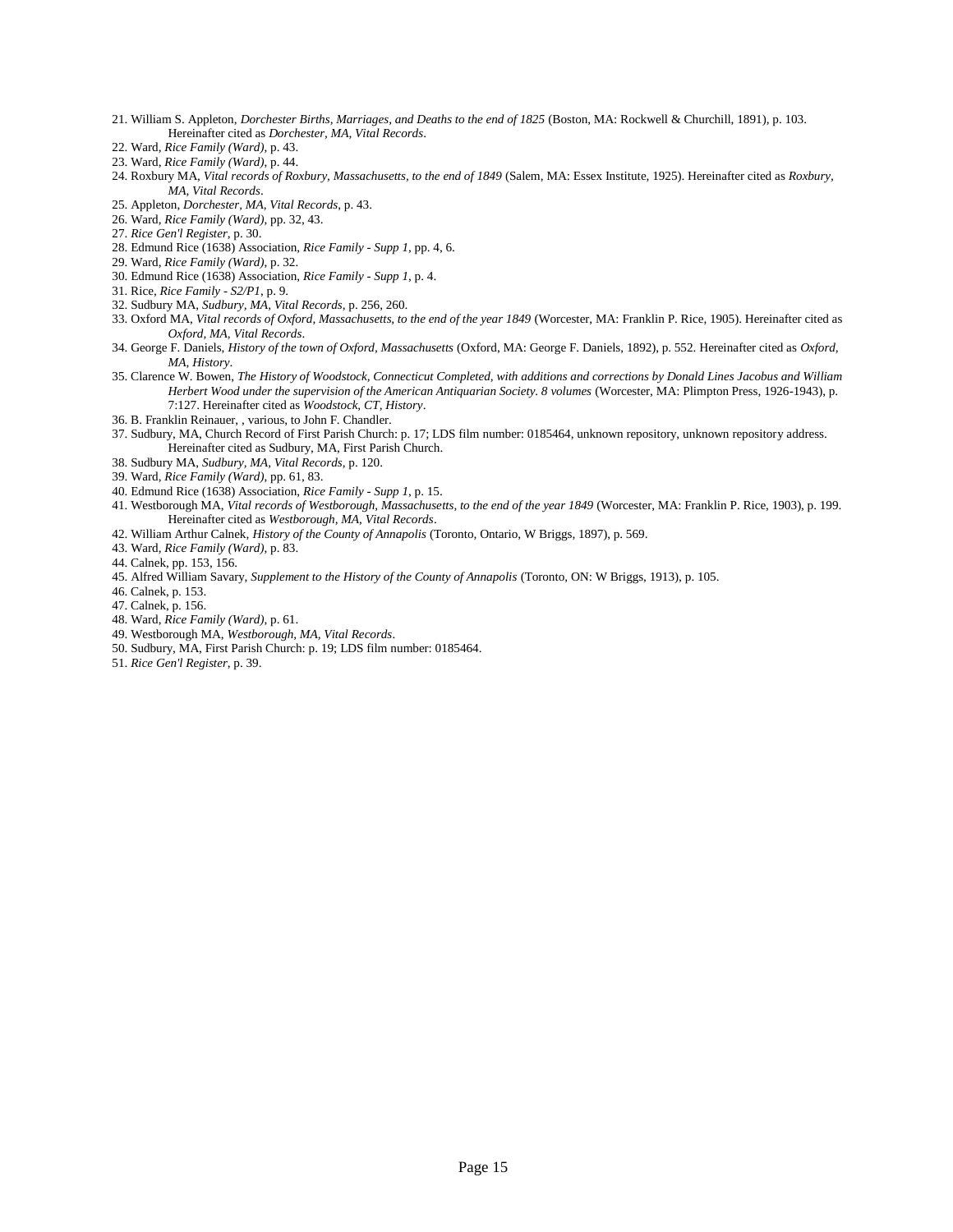21. William S. Appleton, *Dorchester Births, Marriages, and Deaths to the end of 1825* (Boston, MA: Rockwell & Churchill, 1891), p. 103. Hereinafter cited as *Dorchester, MA, Vital Records*.
22. Ward, *Rice Family (Ward)*, p. 43.
23. Ward, *Rice Family (Ward)*, p. 44.
24. Roxbury MA, *Vital records of Roxbury, Massachusetts, to the end of 1849* (Salem, MA: Essex Institute, 1925). Hereinafter cited as *Roxbury, MA, Vital Records*.
25. Appleton, *Dorchester, MA, Vital Records*, p. 43.
26. Ward, *Rice Family (Ward)*, pp. 32, 43.
27. *Rice Gen'l Register*, p. 30.
28. Edmund Rice (1638) Association, *Rice Family - Supp 1*, pp. 4, 6.
29. Ward, *Rice Family (Ward)*, p. 32.
30. Edmund Rice (1638) Association, *Rice Family - Supp 1*, p. 4.
31. Rice, *Rice Family - S2/P1*, p. 9.
32. Sudbury MA, *Sudbury, MA, Vital Records*, p. 256, 260.
33. Oxford MA, *Vital records of Oxford, Massachusetts, to the end of the year 1849* (Worcester, MA: Franklin P. Rice, 1905). Hereinafter cited as *Oxford, MA, Vital Records*.
34. George F. Daniels, *History of the town of Oxford, Massachusetts* (Oxford, MA: George F. Daniels, 1892), p. 552. Hereinafter cited as *Oxford, MA, History*.
35. Clarence W. Bowen, *The History of Woodstock, Connecticut Completed, with additions and corrections by Donald Lines Jacobus and William Herbert Wood under the supervision of the American Antiquarian Society. 8 volumes* (Worcester, MA: Plimpton Press, 1926-1943), p. 7:127. Hereinafter cited as *Woodstock, CT, History*.
36. B. Franklin Reinauer, , various, to John F. Chandler.
37. Sudbury, MA, Church Record of First Parish Church: p. 17; LDS film number: 0185464, unknown repository, unknown repository address. Hereinafter cited as Sudbury, MA, First Parish Church.
38. Sudbury MA, *Sudbury, MA, Vital Records*, p. 120.
39. Ward, *Rice Family (Ward)*, pp. 61, 83.
40. Edmund Rice (1638) Association, *Rice Family - Supp 1*, p. 15.
41. Westborough MA, *Vital records of Westborough, Massachusetts, to the end of the year 1849* (Worcester, MA: Franklin P. Rice, 1903), p. 199. Hereinafter cited as *Westborough, MA, Vital Records*.
42. William Arthur Calnek, *History of the County of Annapolis* (Toronto, Ontario, W Briggs, 1897), p. 569.
43. Ward, *Rice Family (Ward)*, p. 83.
44. Calnek, pp. 153, 156.
45. Alfred William Savary, *Supplement to the History of the County of Annapolis* (Toronto, ON: W Briggs, 1913), p. 105.
46. Calnek, p. 153.
47. Calnek, p. 156.
48. Ward, *Rice Family (Ward)*, p. 61.
49. Westborough MA, *Westborough, MA, Vital Records*.
50. Sudbury, MA, First Parish Church: p. 19; LDS film number: 0185464.
51. *Rice Gen'l Register*, p. 39.